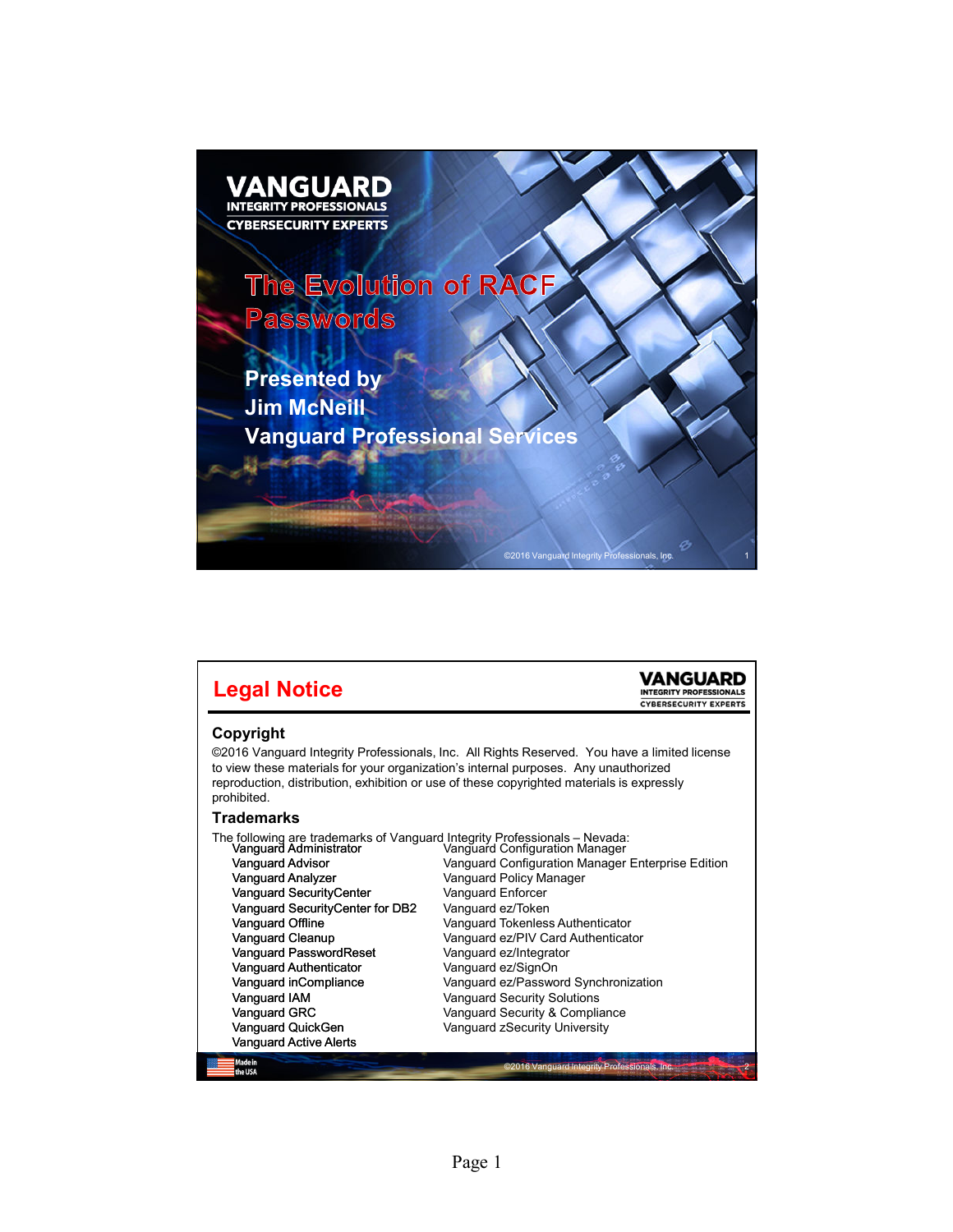# The Evolution of RACF Passwords

**VANGUARD**
**INTEGRITY PROFESSIONALS**
**CYBERSECURITY EXPERTS**

**Presented by**
**Jim McNeill**
**Vanguard Professional Services**

©2016 Vanguard Integrity Professionals, Inc.

## Legal Notice

### Copyright

©2016 Vanguard Integrity Professionals, Inc. All Rights Reserved. You have a limited license to view these materials for your organization's internal purposes. Any unauthorized reproduction, distribution, exhibition or use of these copyrighted materials is expressly prohibited.

### Trademarks

The following are trademarks of Vanguard Integrity Professionals – Nevada:

- Vanguard Administrator
- Vanguard Advisor
- Vanguard Analyzer
- Vanguard SecurityCenter
- Vanguard SecurityCenter for DB2
- Vanguard Offline
- Vanguard Cleanup
- Vanguard PasswordReset
- Vanguard Authenticator
- Vanguard inCompliance
- Vanguard IAM
- Vanguard GRC
- Vanguard QuickGen
- Vanguard Active Alerts
- Vanguard Configuration Manager
- Vanguard Configuration Manager Enterprise Edition
- Vanguard Policy Manager
- Vanguard Enforcer
- Vanguard ez/Token
- Vanguard Tokenless Authenticator
- Vanguard ez/PIV Card Authenticator
- Vanguard ez/Integrator
- Vanguard ez/SignOn
- Vanguard ez/Password Synchronization
- Vanguard Security Solutions
- Vanguard Security & Compliance
- Vanguard zSecurity University

Made in the USA

©2016 Vanguard Integrity Professionals, Inc.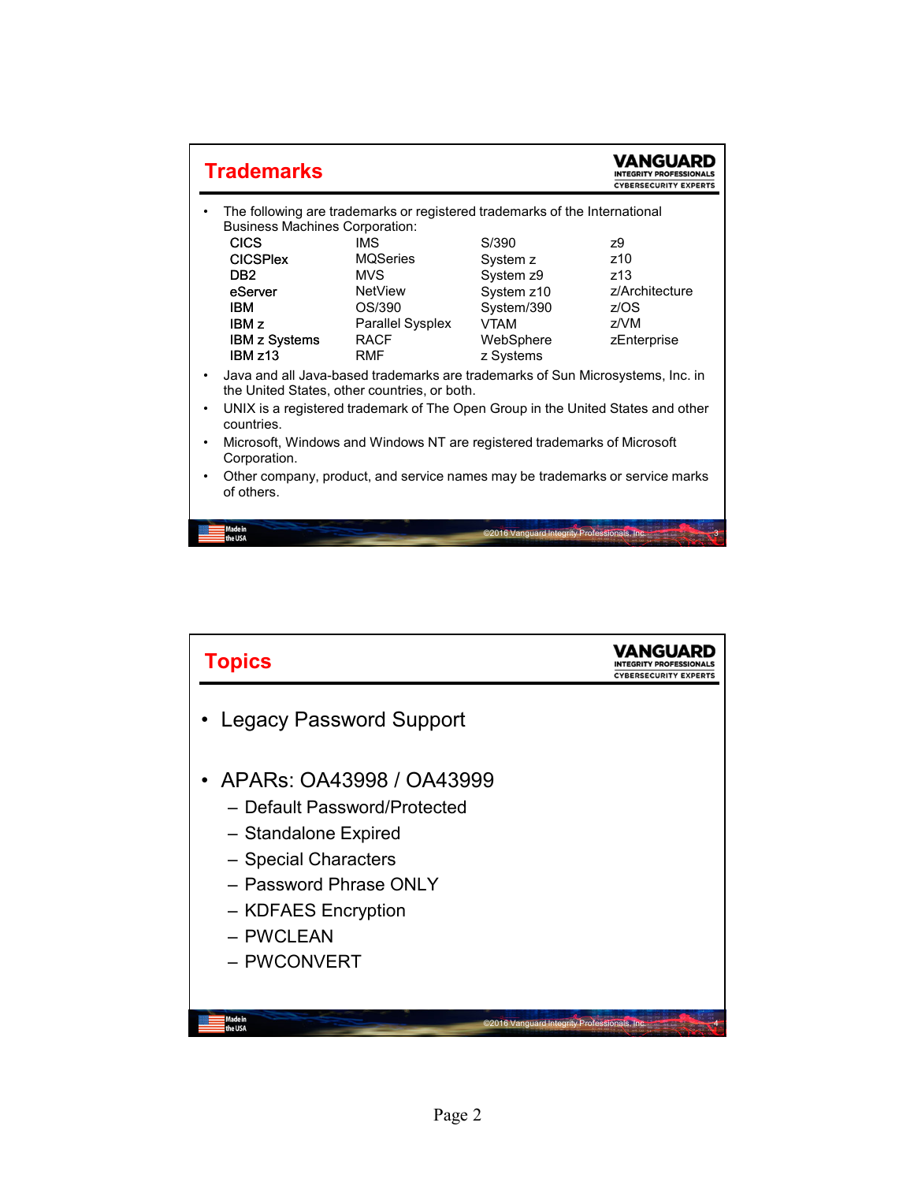## Trademarks

- The following are trademarks or registered trademarks of the International Business Machines Corporation:

| | | | |
|---|---|---|---|
| CICS | IMS | S/390 | z9 |
| CICSPlex | MQSeries | System z | z10 |
| DB2 | MVS | System z9 | z13 |
| eServer | NetView | System z10 | z/Architecture |
| IBM | OS/390 | System/390 | z/OS |
| IBM z | Parallel Sysplex | VTAM | z/VM |
| IBM z Systems | RACF | WebSphere | zEnterprise |
| IBM z13 | RMF | z Systems | |

- Java and all Java-based trademarks are trademarks of Sun Microsystems, Inc. in the United States, other countries, or both.
- UNIX is a registered trademark of The Open Group in the United States and other countries.
- Microsoft, Windows and Windows NT are registered trademarks of Microsoft Corporation.
- Other company, product, and service names may be trademarks or service marks of others.

## Topics

- Legacy Password Support
- APARs: OA43998 / OA43999
  - Default Password/Protected
  - Standalone Expired
  - Special Characters
  - Password Phrase ONLY
  - KDFAES Encryption
  - PWCLEAN
  - PWCONVERT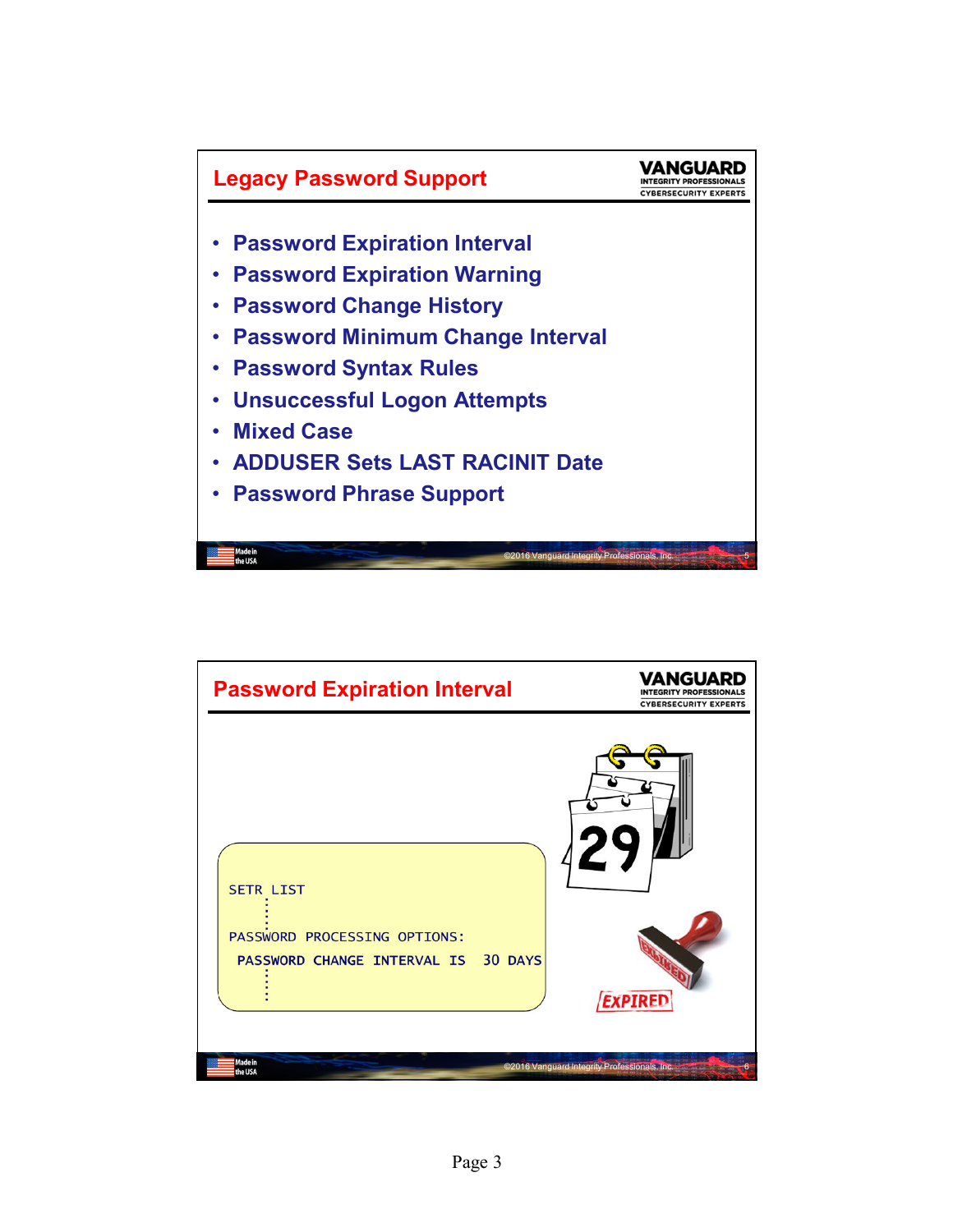## Legacy Password Support

- Password Expiration Interval
- Password Expiration Warning
- Password Change History
- Password Minimum Change Interval
- Password Syntax Rules
- Unsuccessful Logon Attempts
- Mixed Case
- ADDUSER Sets LAST RACINIT Date
- Password Phrase Support

## Password Expiration Interval

```
SETR LIST
    :
PASSWORD PROCESSING OPTIONS:
 PASSWORD CHANGE INTERVAL IS   30 DAYS
    :
```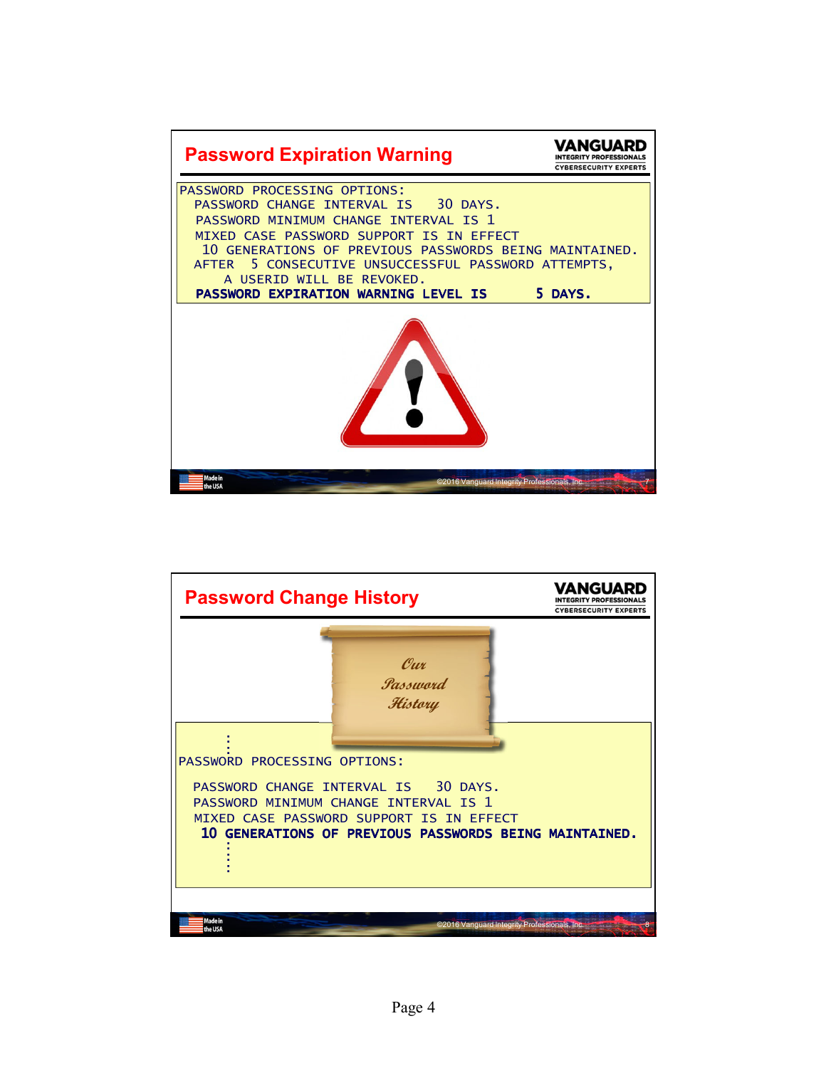## Password Expiration Warning

```
PASSWORD PROCESSING OPTIONS:
  PASSWORD CHANGE INTERVAL IS   30 DAYS.
  PASSWORD MINIMUM CHANGE INTERVAL IS 1
  MIXED CASE PASSWORD SUPPORT IS IN EFFECT
   10 GENERATIONS OF PREVIOUS PASSWORDS BEING MAINTAINED.
  AFTER  5 CONSECUTIVE UNSUCCESSFUL PASSWORD ATTEMPTS,
      A USERID WILL BE REVOKED.
  PASSWORD EXPIRATION WARNING LEVEL IS      5 DAYS.
```

## Password Change History

*Our Password History*

```
      :
PASSWORD PROCESSING OPTIONS:

  PASSWORD CHANGE INTERVAL IS   30 DAYS.
  PASSWORD MINIMUM CHANGE INTERVAL IS 1
  MIXED CASE PASSWORD SUPPORT IS IN EFFECT
   10 GENERATIONS OF PREVIOUS PASSWORDS BEING MAINTAINED.
      :
```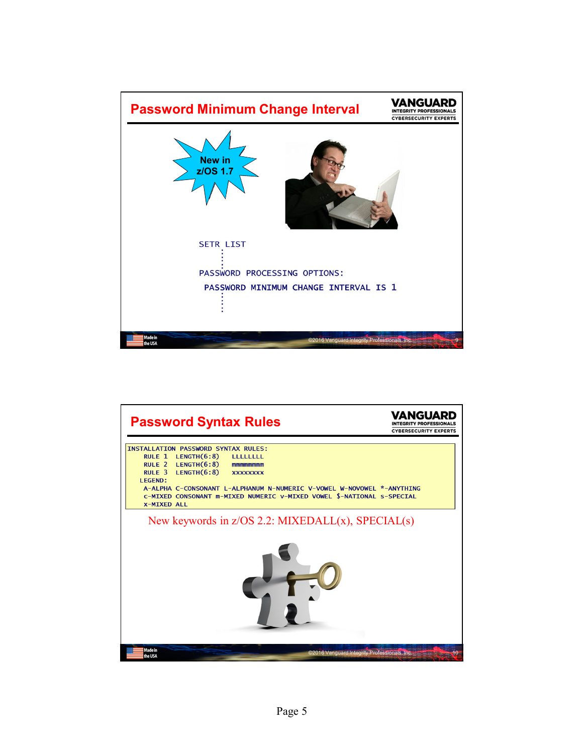## Password Minimum Change Interval

New in z/OS 1.7

```
SETR LIST
    :
PASSWORD PROCESSING OPTIONS:
 PASSWORD MINIMUM CHANGE INTERVAL IS 1
    :
```

## Password Syntax Rules

```
INSTALLATION PASSWORD SYNTAX RULES:
    RULE 1  LENGTH(6:8)    LLLLLLLL
    RULE 2  LENGTH(6:8)    mmmmmmmm
    RULE 3  LENGTH(6:8)    xxxxxxxx
   LEGEND:
    A-ALPHA C-CONSONANT L-ALPHANUM N-NUMERIC V-VOWEL W-NOVOWEL *-ANYTHING
    c-MIXED CONSONANT m-MIXED NUMERIC v-MIXED VOWEL $-NATIONAL s-SPECIAL
    x-MIXED ALL
```

New keywords in z/OS 2.2: MIXEDALL(x), SPECIAL(s)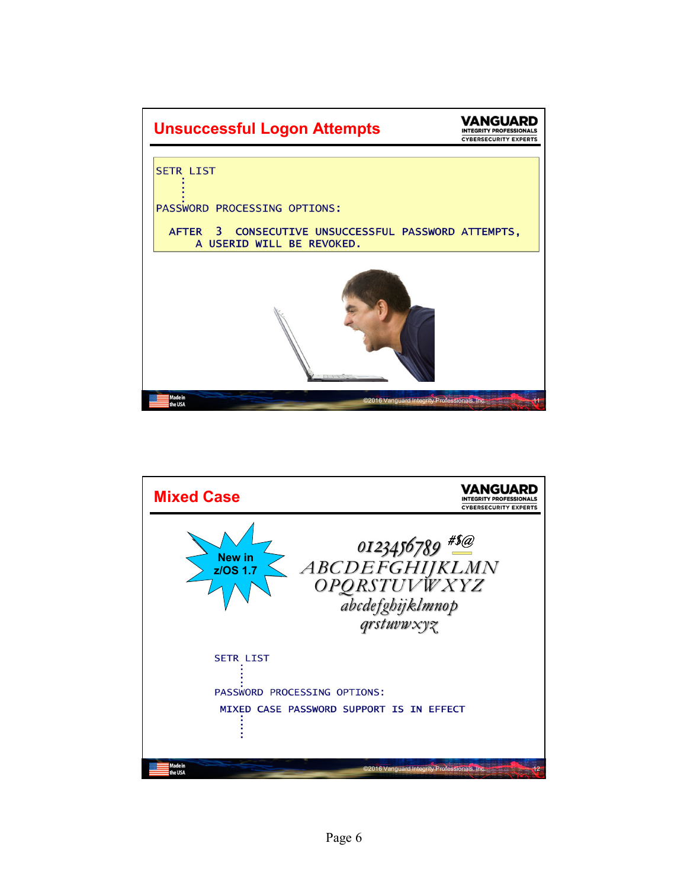## Unsuccessful Logon Attempts

```
SETR LIST
    :
PASSWORD PROCESSING OPTIONS:

  AFTER  3  CONSECUTIVE UNSUCCESSFUL PASSWORD ATTEMPTS,
      A USERID WILL BE REVOKED.
```

## Mixed Case

New in z/OS 1.7

0123456789 #$@
ABCDEFGHIJKLMN
OPQRSTUVWXYZ
abcdefghijklmnop
qrstuvwxyz

```
SETR LIST
    :
PASSWORD PROCESSING OPTIONS:
 MIXED CASE PASSWORD SUPPORT IS IN EFFECT
    :
```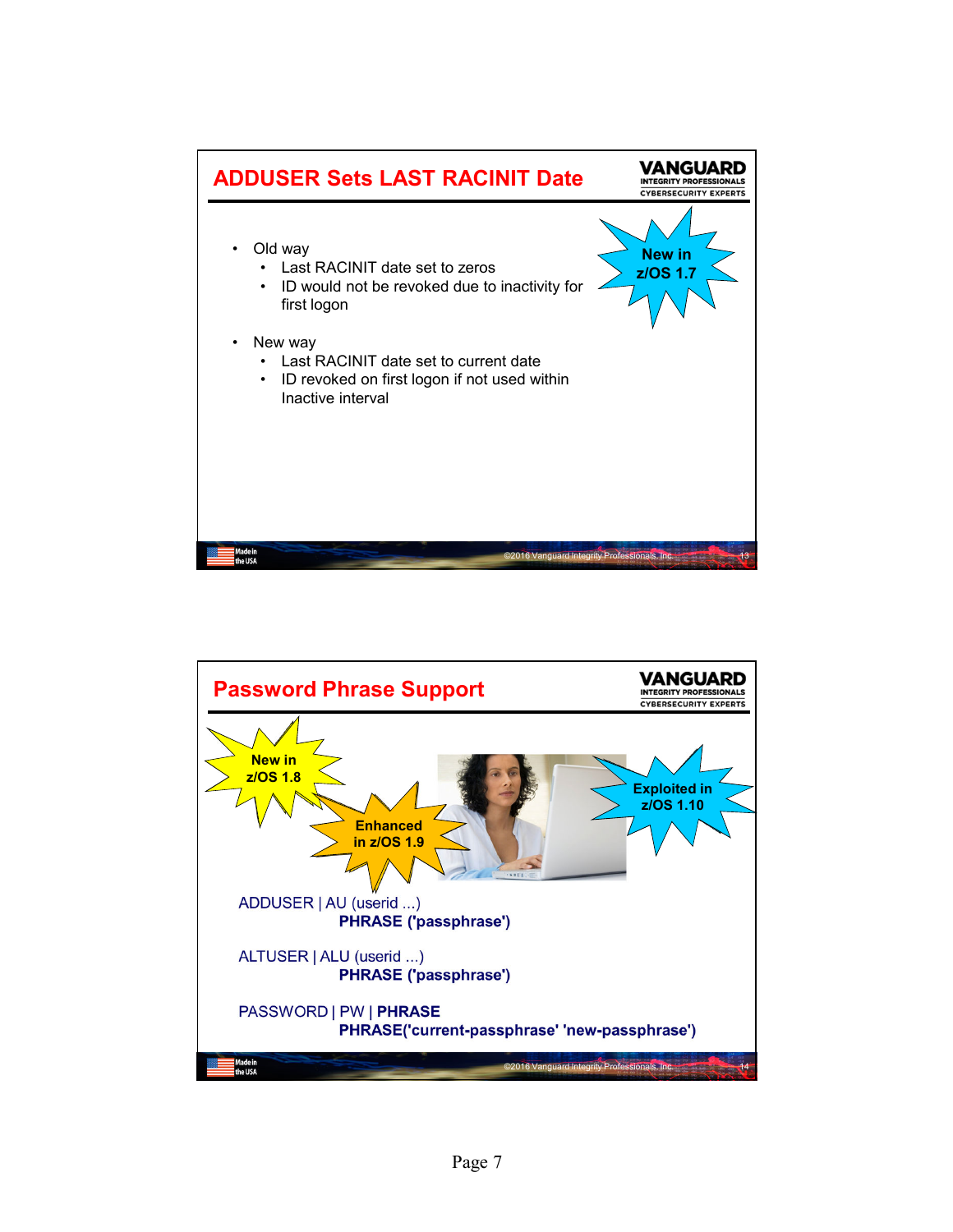## ADDUSER Sets LAST RACINIT Date

New in z/OS 1.7

- Old way
  - Last RACINIT date set to zeros
  - ID would not be revoked due to inactivity for first logon
- New way
  - Last RACINIT date set to current date
  - ID revoked on first logon if not used within Inactive interval

## Password Phrase Support

New in z/OS 1.8

Enhanced in z/OS 1.9

Exploited in z/OS 1.10

ADDUSER | AU (userid ...)
**PHRASE ('passphrase')**

ALTUSER | ALU (userid ...)
**PHRASE ('passphrase')**

PASSWORD | PW | **PHRASE**
**PHRASE('current-passphrase' 'new-passphrase')**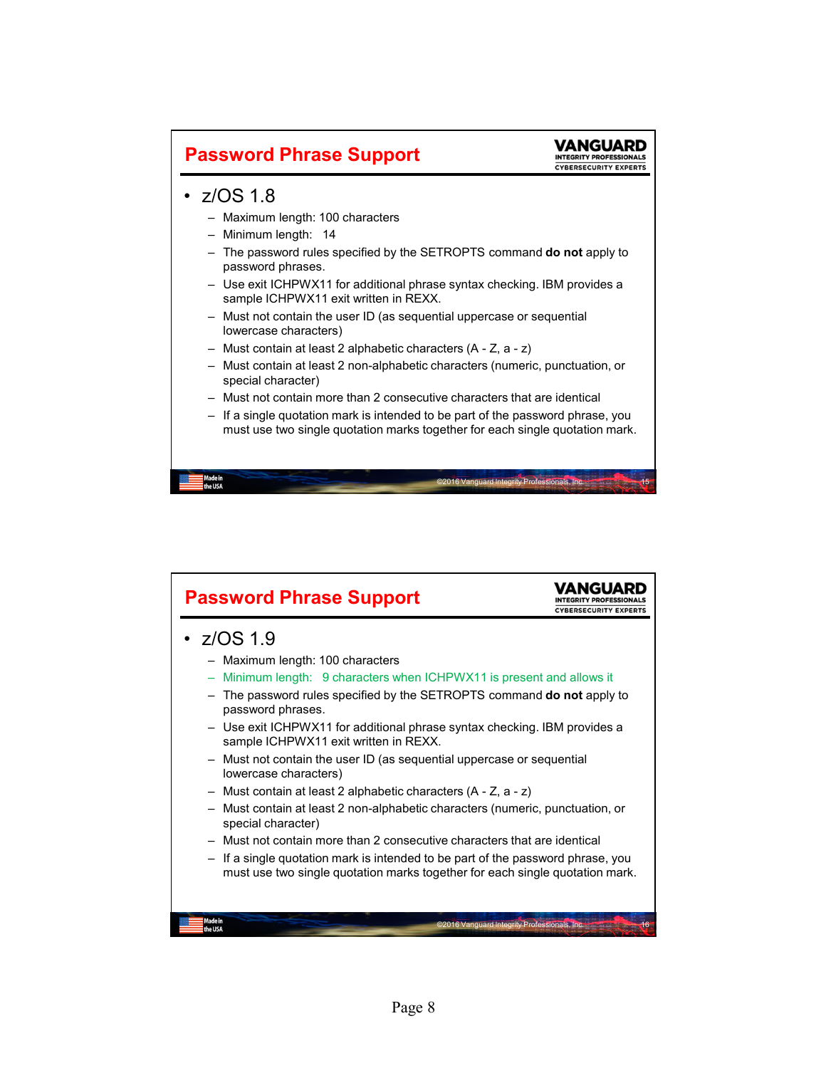## Password Phrase Support

- z/OS 1.8
  - Maximum length: 100 characters
  - Minimum length: 14
  - The password rules specified by the SETROPTS command **do not** apply to password phrases.
  - Use exit ICHPWX11 for additional phrase syntax checking. IBM provides a sample ICHPWX11 exit written in REXX.
  - Must not contain the user ID (as sequential uppercase or sequential lowercase characters)
  - Must contain at least 2 alphabetic characters (A - Z, a - z)
  - Must contain at least 2 non-alphabetic characters (numeric, punctuation, or special character)
  - Must not contain more than 2 consecutive characters that are identical
  - If a single quotation mark is intended to be part of the password phrase, you must use two single quotation marks together for each single quotation mark.

## Password Phrase Support

- z/OS 1.9
  - Maximum length: 100 characters
  - Minimum length: 9 characters when ICHPWX11 is present and allows it
  - The password rules specified by the SETROPTS command **do not** apply to password phrases.
  - Use exit ICHPWX11 for additional phrase syntax checking. IBM provides a sample ICHPWX11 exit written in REXX.
  - Must not contain the user ID (as sequential uppercase or sequential lowercase characters)
  - Must contain at least 2 alphabetic characters (A - Z, a - z)
  - Must contain at least 2 non-alphabetic characters (numeric, punctuation, or special character)
  - Must not contain more than 2 consecutive characters that are identical
  - If a single quotation mark is intended to be part of the password phrase, you must use two single quotation marks together for each single quotation mark.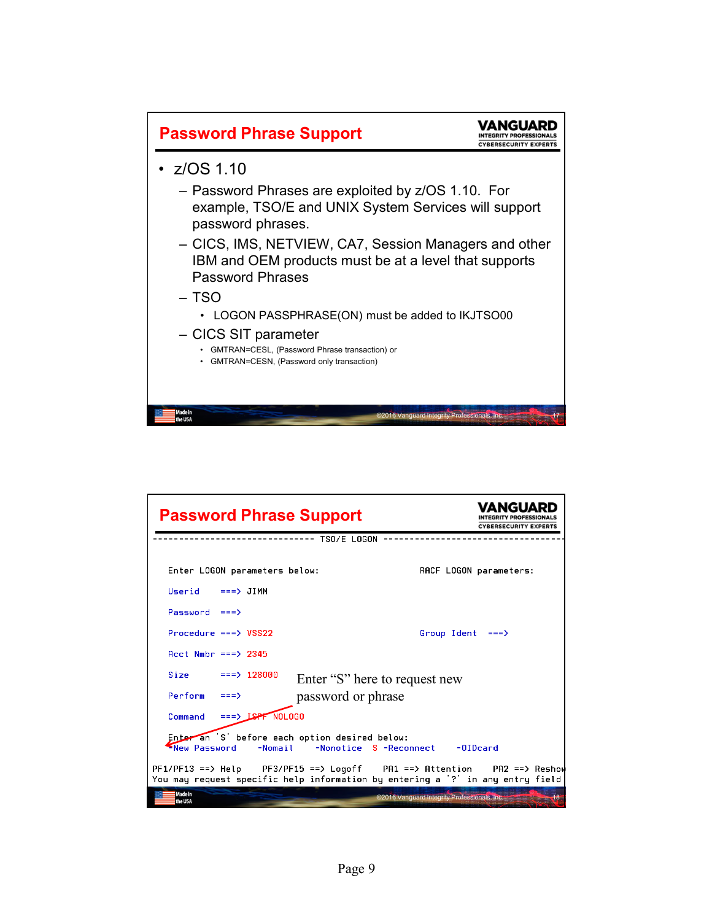## Password Phrase Support

- z/OS 1.10
  - Password Phrases are exploited by z/OS 1.10. For example, TSO/E and UNIX System Services will support password phrases.
  - CICS, IMS, NETVIEW, CA7, Session Managers and other IBM and OEM products must be at a level that supports Password Phrases
  - TSO
    - LOGON PASSPHRASE(ON) must be added to IKJTSO00
  - CICS SIT parameter
    - GMTRAN=CESL, (Password Phrase transaction) or
    - GMTRAN=CESN, (Password only transaction)

## Password Phrase Support

```
------------------------------- TSO/E LOGON -----------------------------------

  Enter LOGON parameters below:                    RACF LOGON parameters:

  Userid    ===> JIMM

  Password  ===>

  Procedure ===> VSS22                             Group Ident  ===>

  Acct Nmbr ===> 2345

  Size      ===> 128000

  Perform   ===>

  Command   ===> ISPF NOLOGO

  Enter an 'S' before each option desired below:
   -New Password    -Nomail     -Nonotice   S -Reconnect     -OIDcard

PF1/PF13 ==> Help    PF3/PF15 ==> Logoff    PA1 ==> Attention    PA2 ==> Reshow
You may request specific help information by entering a '?' in any entry field
```

Enter "S" here to request new password or phrase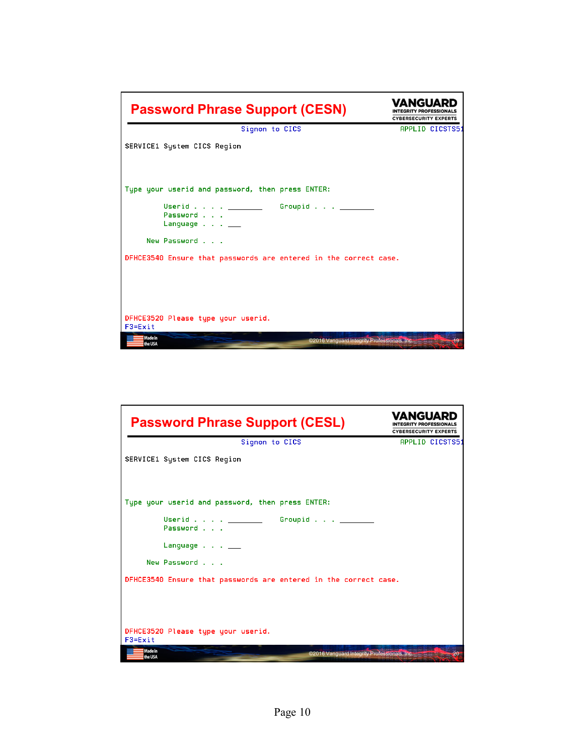## Password Phrase Support (CESN)

```
                          Signon to CICS                        APPLID CICSTS51
SERVICE1 System CICS Region



Type your userid and password, then press ENTER:

         Userid . . . . ________    Groupid . . . ________
         Password . . .
         Language . . . ___

     New Password . . .

DFHCE3540 Ensure that passwords are entered in the correct case.





DFHCE3520 Please type your userid.
F3=Exit
```

©2016 Vanguard Integrity Professionals, Inc.

## Password Phrase Support (CESL)

```
                          Signon to CICS                        APPLID CICSTS51
SERVICE1 System CICS Region



Type your userid and password, then press ENTER:

         Userid . . . . ________    Groupid . . . ________
         Password . . .

         Language . . . ___

     New Password . . .

DFHCE3540 Ensure that passwords are entered in the correct case.




DFHCE3520 Please type your userid.
F3=Exit
```

©2016 Vanguard Integrity Professionals, Inc.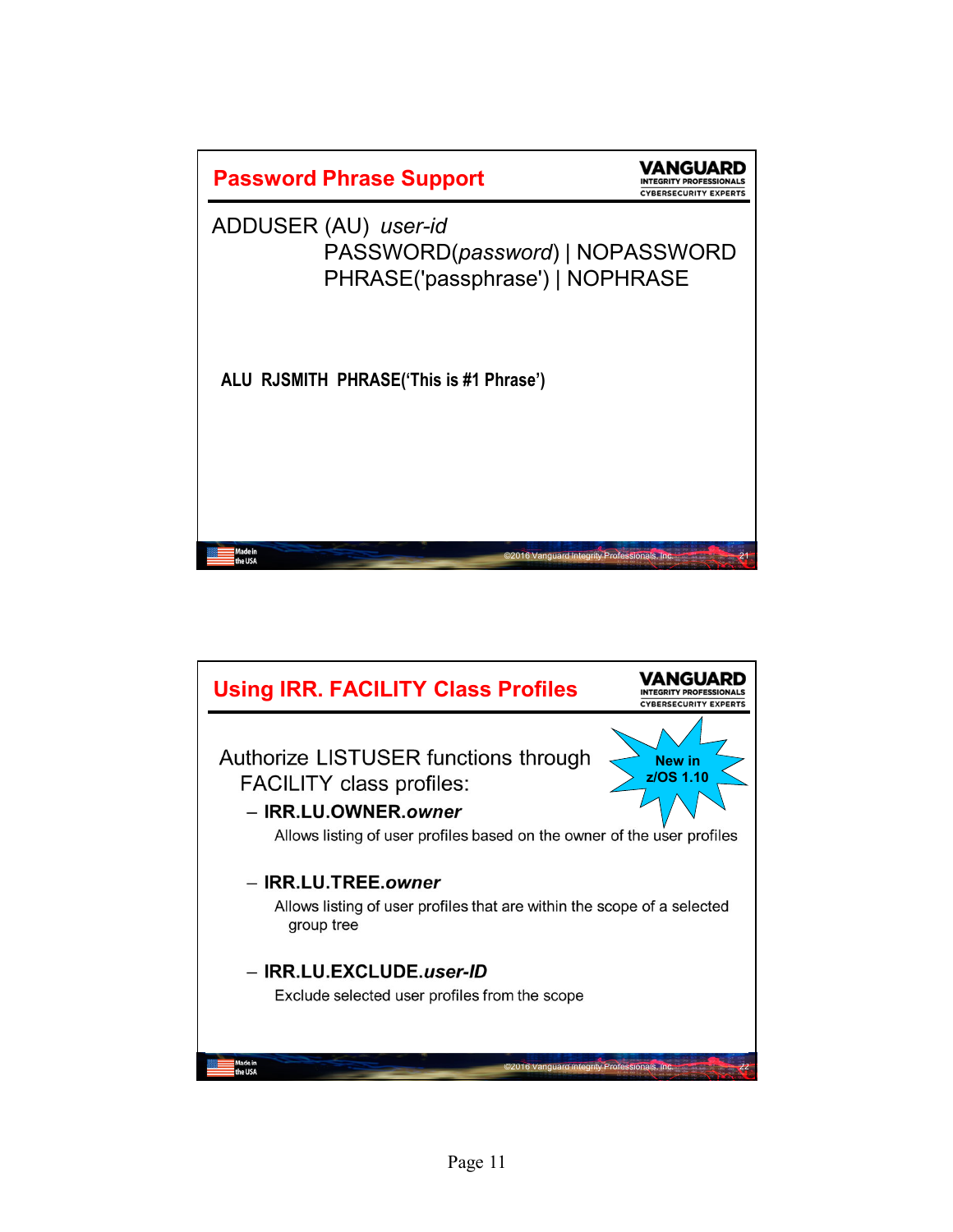## Password Phrase Support

ADDUSER (AU) *user-id*
PASSWORD(*password*) | NOPASSWORD
PHRASE('passphrase') | NOPHRASE

**ALU RJSMITH PHRASE('This is #1 Phrase')**

## Using IRR. FACILITY Class Profiles

**New in z/OS 1.10**

Authorize LISTUSER functions through FACILITY class profiles:

- **IRR.LU.OWNER.*owner***
  Allows listing of user profiles based on the owner of the user profiles
- **IRR.LU.TREE.*owner***
  Allows listing of user profiles that are within the scope of a selected group tree
- **IRR.LU.EXCLUDE.*user-ID***
  Exclude selected user profiles from the scope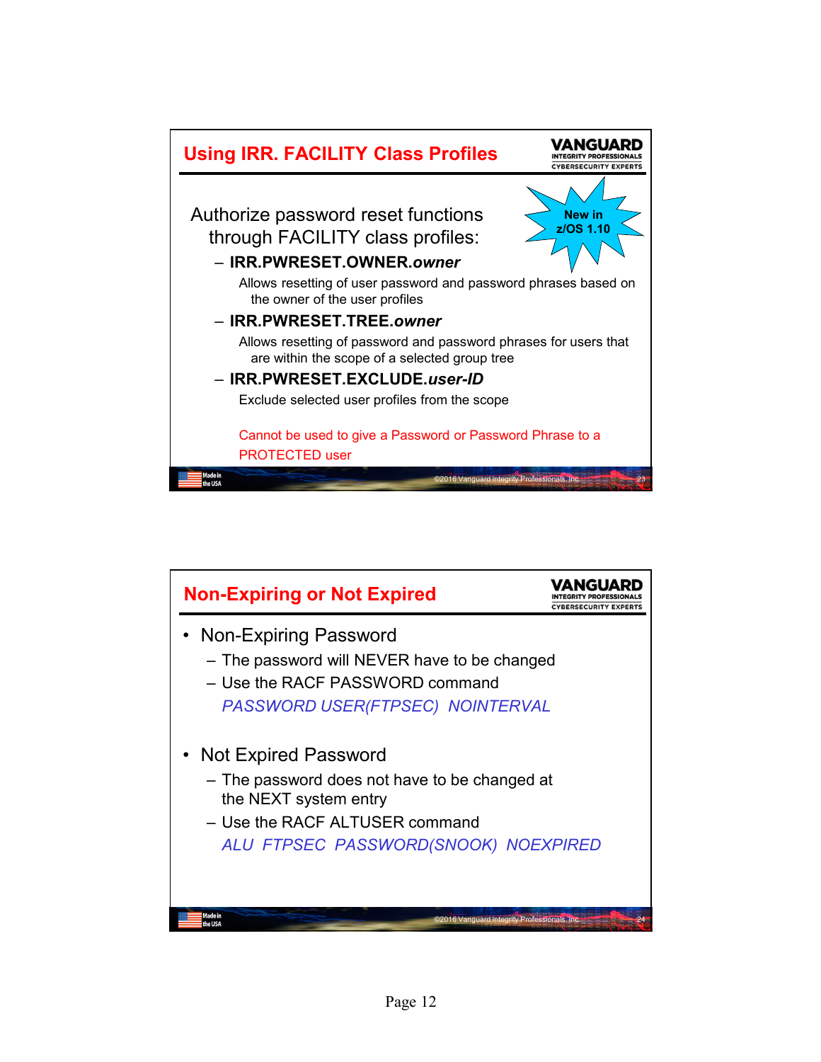## Using IRR. FACILITY Class Profiles

New in z/OS 1.10

Authorize password reset functions through FACILITY class profiles:

- **IRR.PWRESET.OWNER.*owner***

  Allows resetting of user password and password phrases based on the owner of the user profiles

- **IRR.PWRESET.TREE.*owner***

  Allows resetting of password and password phrases for users that are within the scope of a selected group tree

- **IRR.PWRESET.EXCLUDE.*user-ID***

  Exclude selected user profiles from the scope

Cannot be used to give a Password or Password Phrase to a PROTECTED user

## Non-Expiring or Not Expired

- Non-Expiring Password
  - The password will NEVER have to be changed
  - Use the RACF PASSWORD command

    *PASSWORD USER(FTPSEC) NOINTERVAL*

- Not Expired Password
  - The password does not have to be changed at the NEXT system entry
  - Use the RACF ALTUSER command

    *ALU FTPSEC PASSWORD(SNOOK) NOEXPIRED*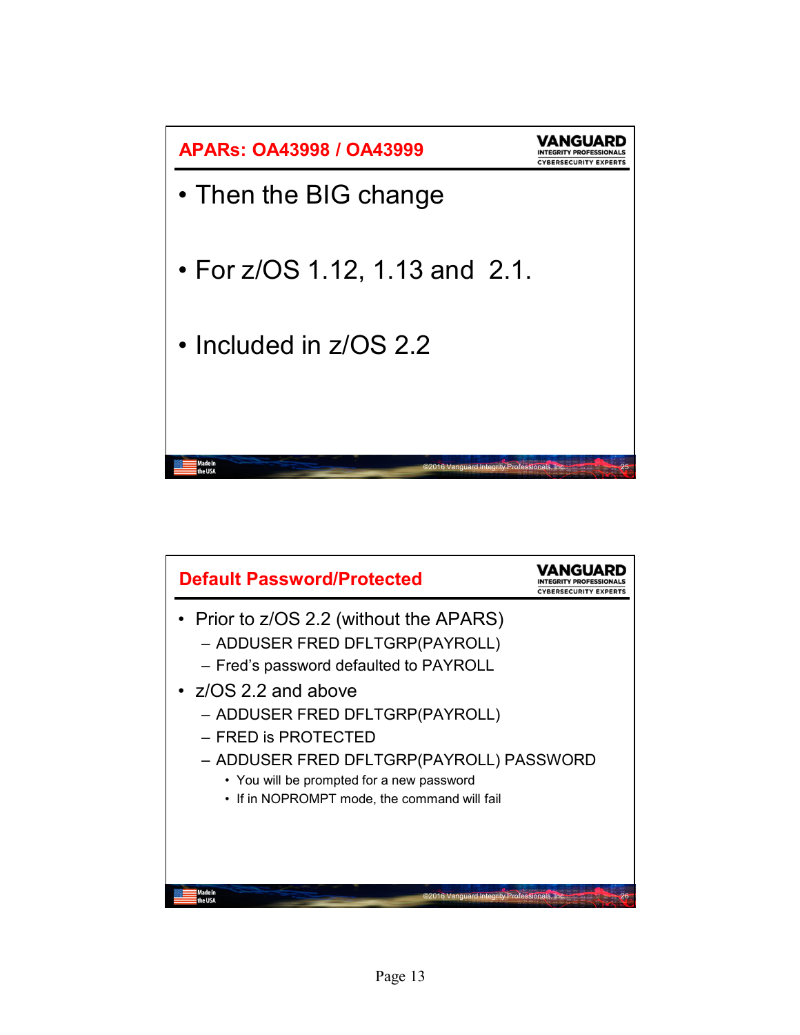## APARs: OA43998 / OA43999

- Then the BIG change
- For z/OS 1.12, 1.13 and 2.1.
- Included in z/OS 2.2

## Default Password/Protected

- Prior to z/OS 2.2 (without the APARS)
  - ADDUSER FRED DFLTGRP(PAYROLL)
  - Fred's password defaulted to PAYROLL
- z/OS 2.2 and above
  - ADDUSER FRED DFLTGRP(PAYROLL)
  - FRED is PROTECTED
  - ADDUSER FRED DFLTGRP(PAYROLL) PASSWORD
    - You will be prompted for a new password
    - If in NOPROMPT mode, the command will fail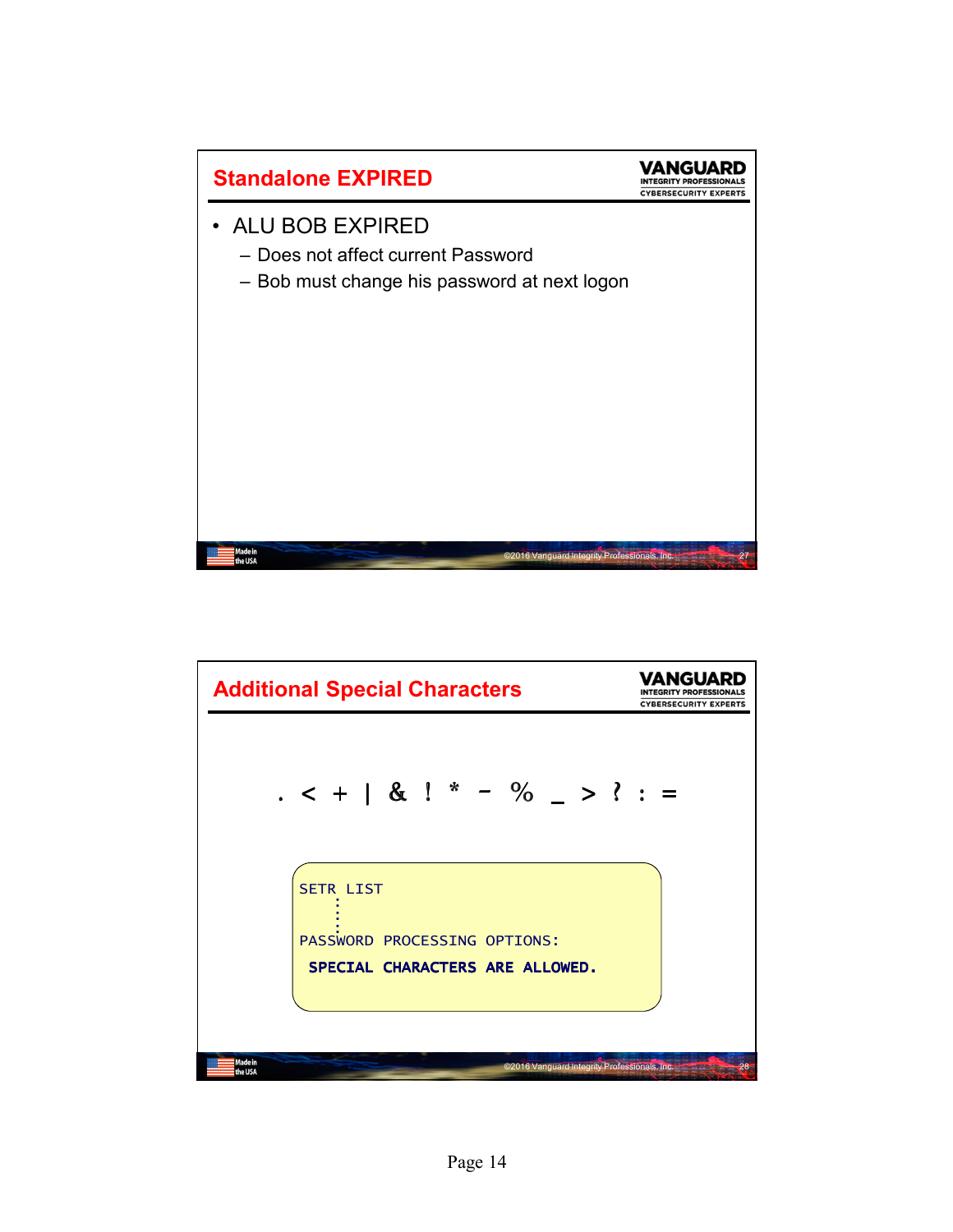## Standalone EXPIRED

- ALU BOB EXPIRED
  - Does not affect current Password
  - Bob must change his password at next logon

## Additional Special Characters

. < + | & ! * - % _ > ? : =

```
SETR LIST
    :
    :
PASSWORD PROCESSING OPTIONS:
 SPECIAL CHARACTERS ARE ALLOWED.
```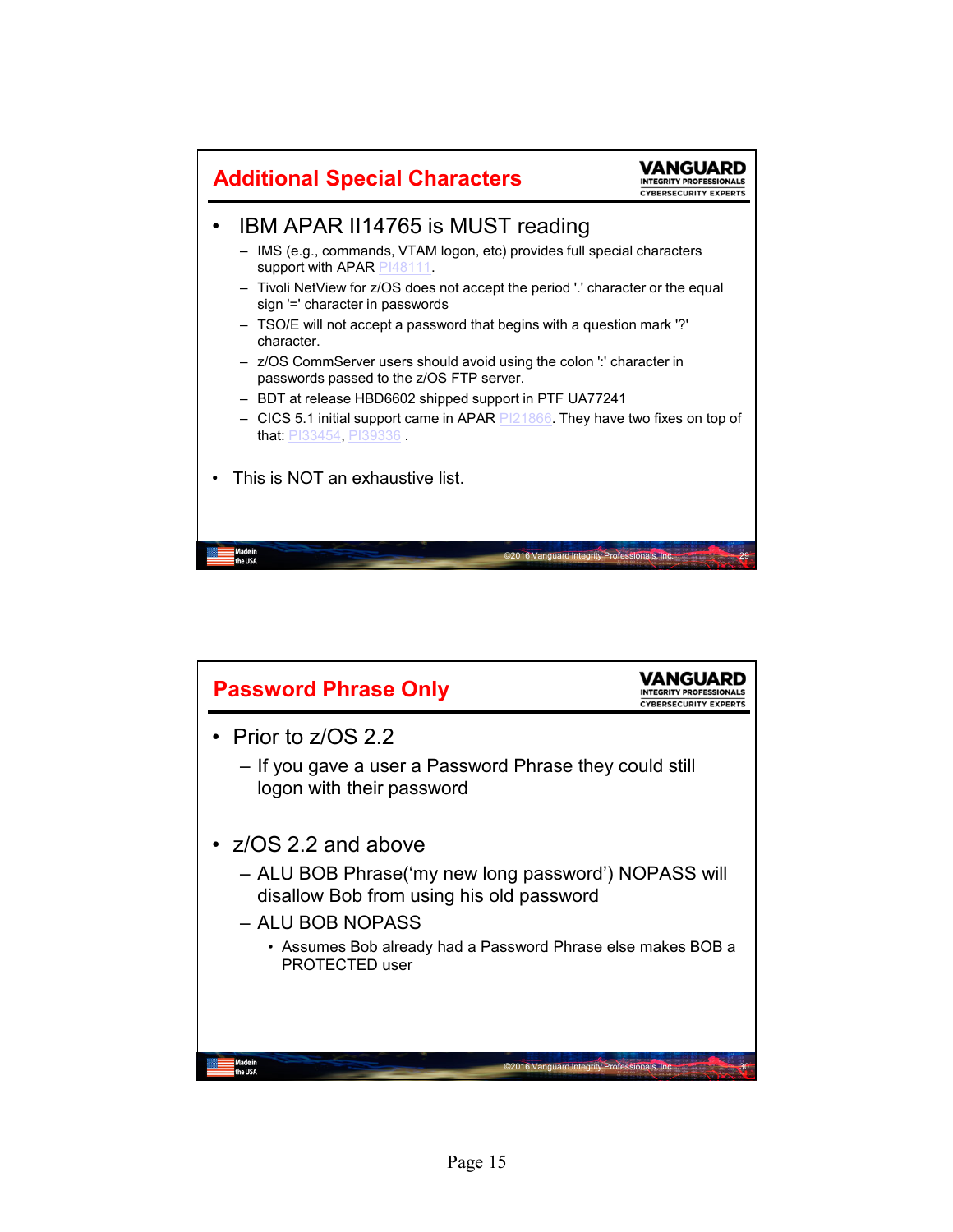## Additional Special Characters

- IBM APAR II14765 is MUST reading
  - IMS (e.g., commands, VTAM logon, etc) provides full special characters support with APAR PI48111.
  - Tivoli NetView for z/OS does not accept the period '.' character or the equal sign '=' character in passwords
  - TSO/E will not accept a password that begins with a question mark '?' character.
  - z/OS CommServer users should avoid using the colon ':' character in passwords passed to the z/OS FTP server.
  - BDT at release HBD6602 shipped support in PTF UA77241
  - CICS 5.1 initial support came in APAR PI21866. They have two fixes on top of that: PI33454, PI39336 .
- This is NOT an exhaustive list.

## Password Phrase Only

- Prior to z/OS 2.2
  - If you gave a user a Password Phrase they could still logon with their password
- z/OS 2.2 and above
  - ALU BOB Phrase('my new long password') NOPASS will disallow Bob from using his old password
  - ALU BOB NOPASS
    - Assumes Bob already had a Password Phrase else makes BOB a PROTECTED user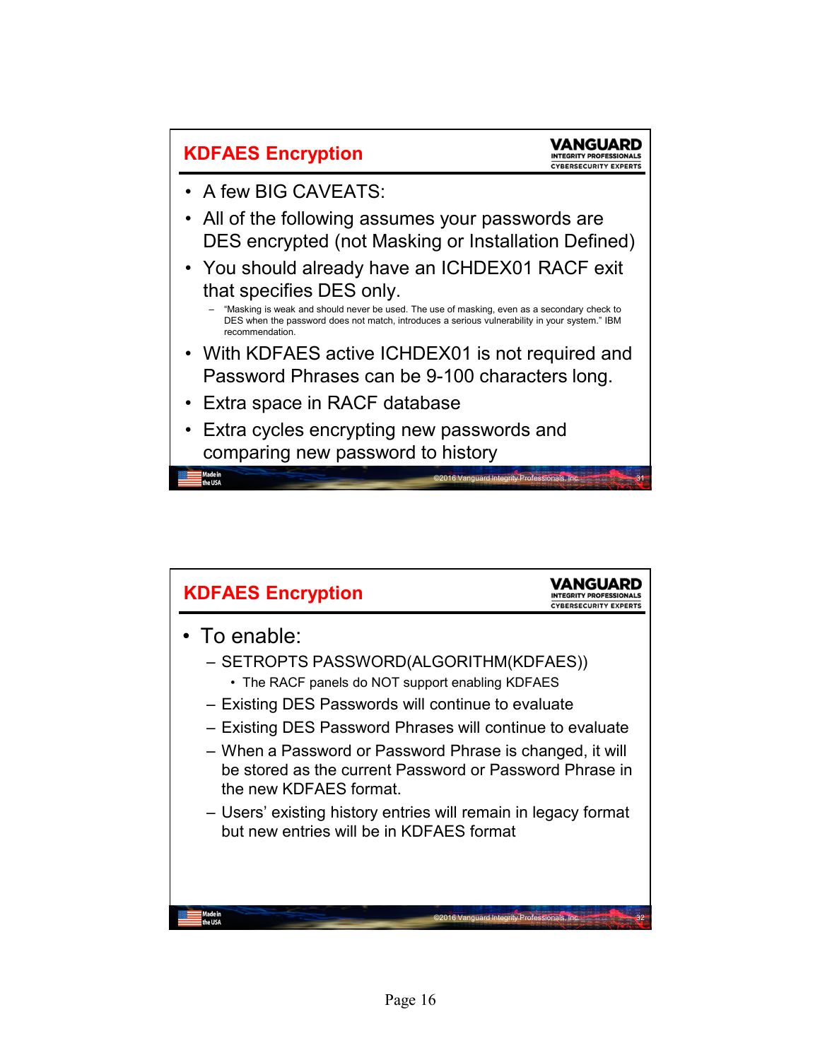## KDFAES Encryption

- A few BIG CAVEATS:
- All of the following assumes your passwords are DES encrypted (not Masking or Installation Defined)
- You should already have an ICHDEX01 RACF exit that specifies DES only.
  - "Masking is weak and should never be used. The use of masking, even as a secondary check to DES when the password does not match, introduces a serious vulnerability in your system." IBM recommendation.
- With KDFAES active ICHDEX01 is not required and Password Phrases can be 9-100 characters long.
- Extra space in RACF database
- Extra cycles encrypting new passwords and comparing new password to history

## KDFAES Encryption

- To enable:
  - SETROPTS PASSWORD(ALGORITHM(KDFAES))
    - The RACF panels do NOT support enabling KDFAES
  - Existing DES Passwords will continue to evaluate
  - Existing DES Password Phrases will continue to evaluate
  - When a Password or Password Phrase is changed, it will be stored as the current Password or Password Phrase in the new KDFAES format.
  - Users' existing history entries will remain in legacy format but new entries will be in KDFAES format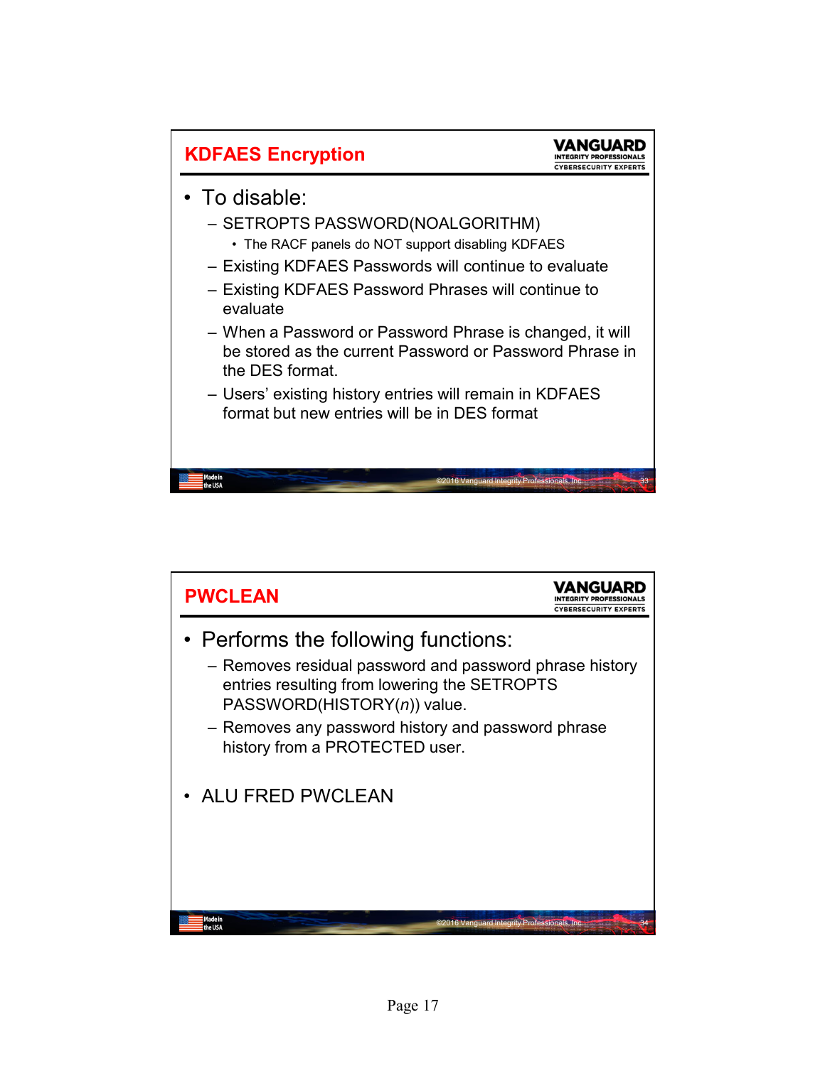## KDFAES Encryption

- To disable:
  - SETROPTS PASSWORD(NOALGORITHM)
    - The RACF panels do NOT support disabling KDFAES
  - Existing KDFAES Passwords will continue to evaluate
  - Existing KDFAES Password Phrases will continue to evaluate
  - When a Password or Password Phrase is changed, it will be stored as the current Password or Password Phrase in the DES format.
  - Users' existing history entries will remain in KDFAES format but new entries will be in DES format

## PWCLEAN

- Performs the following functions:
  - Removes residual password and password phrase history entries resulting from lowering the SETROPTS PASSWORD(HISTORY(*n*)) value.
  - Removes any password history and password phrase history from a PROTECTED user.
- ALU FRED PWCLEAN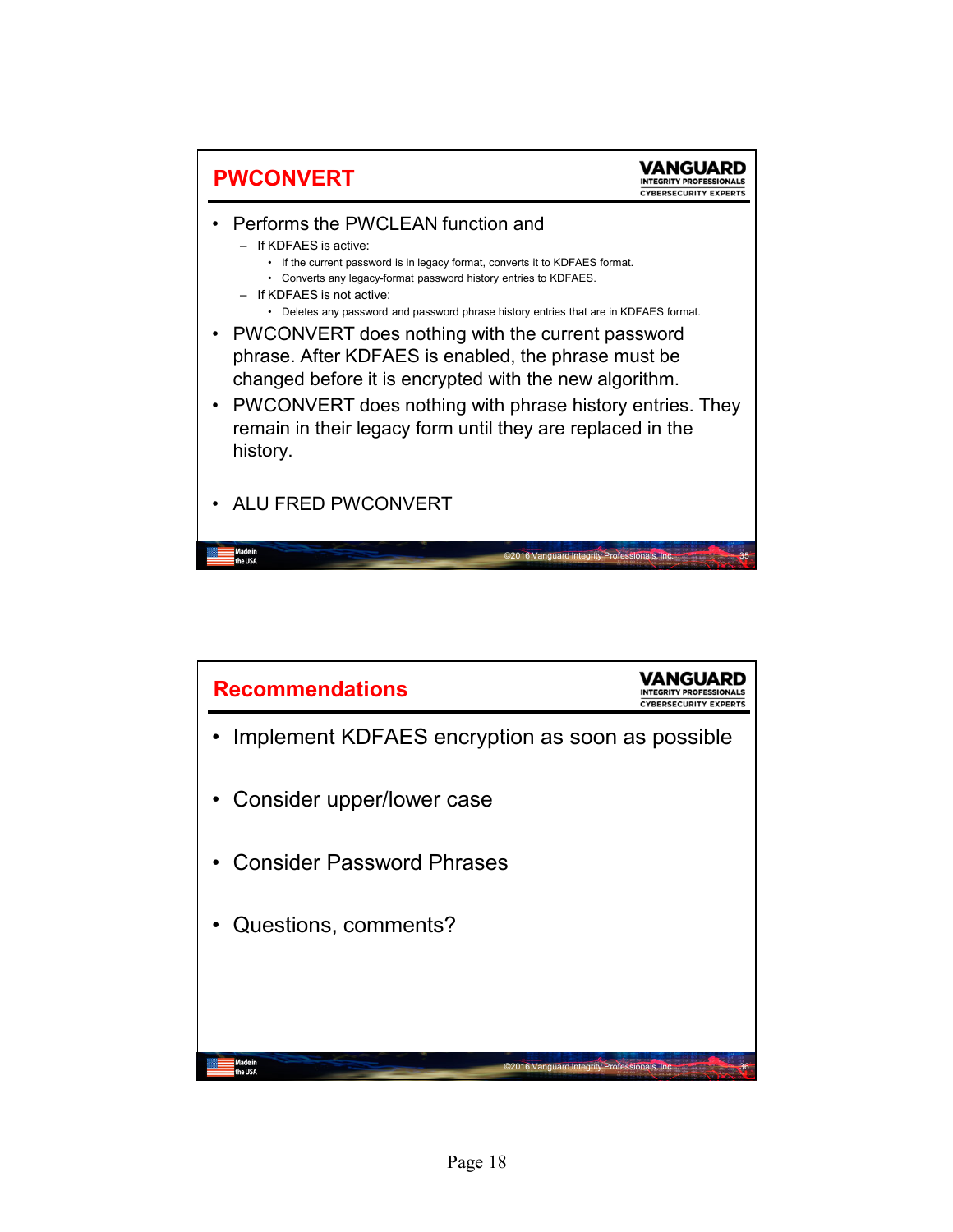## PWCONVERT

- Performs the PWCLEAN function and
  - If KDFAES is active:
    - If the current password is in legacy format, converts it to KDFAES format.
    - Converts any legacy-format password history entries to KDFAES.
  - If KDFAES is not active:
    - Deletes any password and password phrase history entries that are in KDFAES format.
- PWCONVERT does nothing with the current password phrase. After KDFAES is enabled, the phrase must be changed before it is encrypted with the new algorithm.
- PWCONVERT does nothing with phrase history entries. They remain in their legacy form until they are replaced in the history.
- ALU FRED PWCONVERT

## Recommendations

- Implement KDFAES encryption as soon as possible
- Consider upper/lower case
- Consider Password Phrases
- Questions, comments?